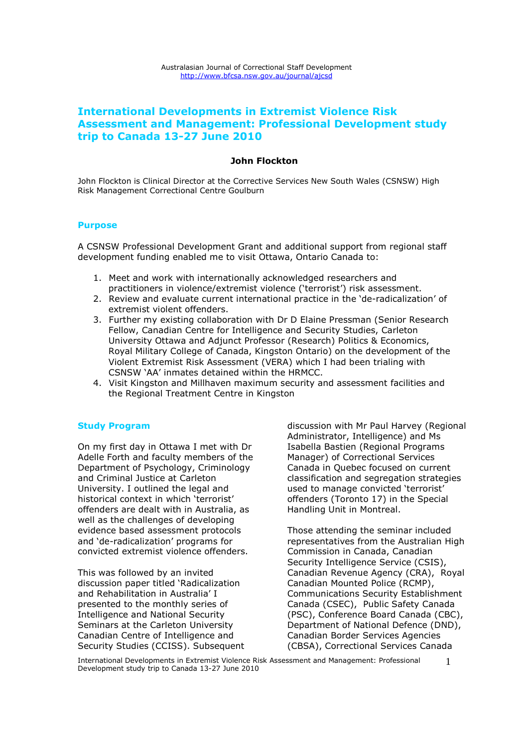Australasian Journal of Correctional Staff Development
http://www.bfcsa.nsw.gov.au/journal/ajcsd

# International Developments in Extremist Violence Risk Assessment and Management: Professional Development study trip to Canada 13-27 June 2010

**John Flockton**

John Flockton is Clinical Director at the Corrective Services New South Wales (CSNSW) High Risk Management Correctional Centre Goulburn

## Purpose

A CSNSW Professional Development Grant and additional support from regional staff development funding enabled me to visit Ottawa, Ontario Canada to:

1. Meet and work with internationally acknowledged researchers and practitioners in violence/extremist violence ('terrorist') risk assessment.
2. Review and evaluate current international practice in the 'de-radicalization' of extremist violent offenders.
3. Further my existing collaboration with Dr D Elaine Pressman (Senior Research Fellow, Canadian Centre for Intelligence and Security Studies, Carleton University Ottawa and Adjunct Professor (Research) Politics & Economics, Royal Military College of Canada, Kingston Ontario) on the development of the Violent Extremist Risk Assessment (VERA) which I had been trialing with CSNSW 'AA' inmates detained within the HRMCC.
4. Visit Kingston and Millhaven maximum security and assessment facilities and the Regional Treatment Centre in Kingston

## Study Program

On my first day in Ottawa I met with Dr Adelle Forth and faculty members of the Department of Psychology, Criminology and Criminal Justice at Carleton University. I outlined the legal and historical context in which 'terrorist' offenders are dealt with in Australia, as well as the challenges of developing evidence based assessment protocols and 'de-radicalization' programs for convicted extremist violence offenders.

This was followed by an invited discussion paper titled 'Radicalization and Rehabilitation in Australia' I presented to the monthly series of Intelligence and National Security Seminars at the Carleton University Canadian Centre of Intelligence and Security Studies (CCISS). Subsequent discussion with Mr Paul Harvey (Regional Administrator, Intelligence) and Ms Isabella Bastien (Regional Programs Manager) of Correctional Services Canada in Quebec focused on current classification and segregation strategies used to manage convicted 'terrorist' offenders (Toronto 17) in the Special Handling Unit in Montreal.

Those attending the seminar included representatives from the Australian High Commission in Canada, Canadian Security Intelligence Service (CSIS), Canadian Revenue Agency (CRA), Royal Canadian Mounted Police (RCMP), Communications Security Establishment Canada (CSEC), Public Safety Canada (PSC), Conference Board Canada (CBC), Department of National Defence (DND), Canadian Border Services Agencies (CBSA), Correctional Services Canada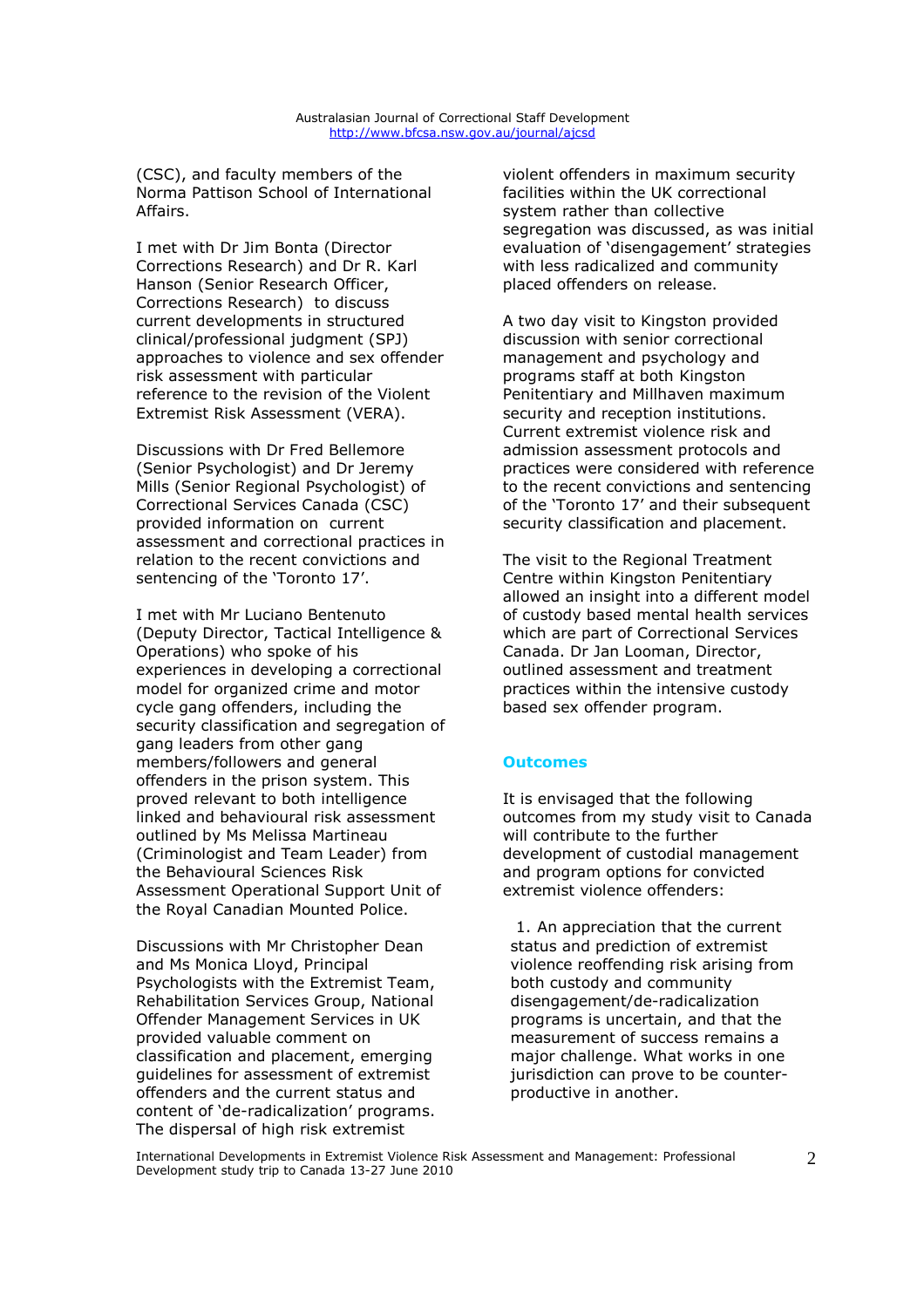(CSC), and faculty members of the Norma Pattison School of International Affairs.

I met with Dr Jim Bonta (Director Corrections Research) and Dr R. Karl Hanson (Senior Research Officer, Corrections Research) to discuss current developments in structured clinical/professional judgment (SPJ) approaches to violence and sex offender risk assessment with particular reference to the revision of the Violent Extremist Risk Assessment (VERA).

Discussions with Dr Fred Bellemore (Senior Psychologist) and Dr Jeremy Mills (Senior Regional Psychologist) of Correctional Services Canada (CSC) provided information on current assessment and correctional practices in relation to the recent convictions and sentencing of the 'Toronto 17'.

I met with Mr Luciano Bentenuto (Deputy Director, Tactical Intelligence & Operations) who spoke of his experiences in developing a correctional model for organized crime and motor cycle gang offenders, including the security classification and segregation of gang leaders from other gang members/followers and general offenders in the prison system. This proved relevant to both intelligence linked and behavioural risk assessment outlined by Ms Melissa Martineau (Criminologist and Team Leader) from the Behavioural Sciences Risk Assessment Operational Support Unit of the Royal Canadian Mounted Police.

Discussions with Mr Christopher Dean and Ms Monica Lloyd, Principal Psychologists with the Extremist Team, Rehabilitation Services Group, National Offender Management Services in UK provided valuable comment on classification and placement, emerging guidelines for assessment of extremist offenders and the current status and content of 'de-radicalization' programs. The dispersal of high risk extremist violent offenders in maximum security facilities within the UK correctional system rather than collective segregation was discussed, as was initial evaluation of 'disengagement' strategies with less radicalized and community placed offenders on release.

A two day visit to Kingston provided discussion with senior correctional management and psychology and programs staff at both Kingston Penitentiary and Millhaven maximum security and reception institutions. Current extremist violence risk and admission assessment protocols and practices were considered with reference to the recent convictions and sentencing of the 'Toronto 17' and their subsequent security classification and placement.

The visit to the Regional Treatment Centre within Kingston Penitentiary allowed an insight into a different model of custody based mental health services which are part of Correctional Services Canada. Dr Jan Looman, Director, outlined assessment and treatment practices within the intensive custody based sex offender program.

## Outcomes

It is envisaged that the following outcomes from my study visit to Canada will contribute to the further development of custodial management and program options for convicted extremist violence offenders:

1. An appreciation that the current status and prediction of extremist violence reoffending risk arising from both custody and community disengagement/de-radicalization programs is uncertain, and that the measurement of success remains a major challenge. What works in one jurisdiction can prove to be counter-productive in another.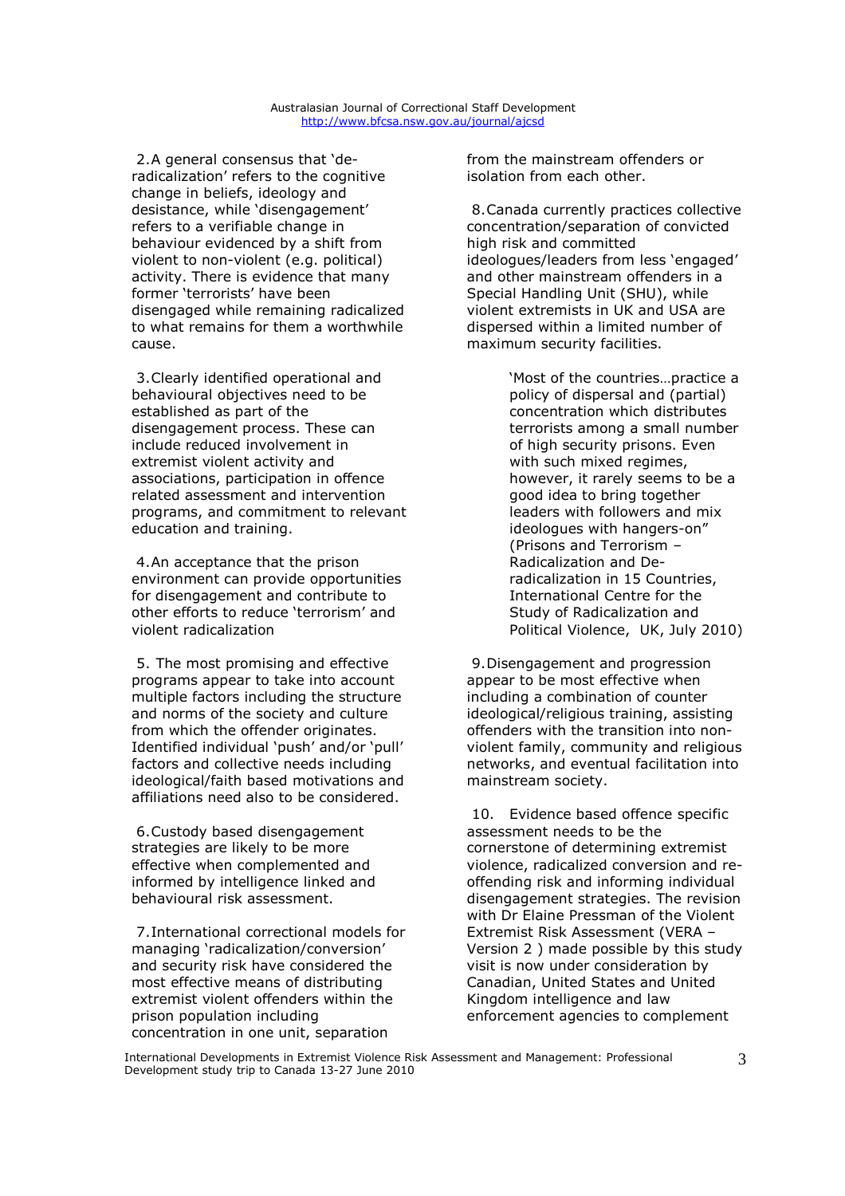2. A general consensus that 'de-radicalization' refers to the cognitive change in beliefs, ideology and desistance, while 'disengagement' refers to a verifiable change in behaviour evidenced by a shift from violent to non-violent (e.g. political) activity. There is evidence that many former 'terrorists' have been disengaged while remaining radicalized to what remains for them a worthwhile cause.

3. Clearly identified operational and behavioural objectives need to be established as part of the disengagement process. These can include reduced involvement in extremist violent activity and associations, participation in offence related assessment and intervention programs, and commitment to relevant education and training.

4. An acceptance that the prison environment can provide opportunities for disengagement and contribute to other efforts to reduce 'terrorism' and violent radicalization

5. The most promising and effective programs appear to take into account multiple factors including the structure and norms of the society and culture from which the offender originates. Identified individual 'push' and/or 'pull' factors and collective needs including ideological/faith based motivations and affiliations need also to be considered.

6. Custody based disengagement strategies are likely to be more effective when complemented and informed by intelligence linked and behavioural risk assessment.

7. International correctional models for managing 'radicalization/conversion' and security risk have considered the most effective means of distributing extremist violent offenders within the prison population including concentration in one unit, separation from the mainstream offenders or isolation from each other.

8. Canada currently practices collective concentration/separation of convicted high risk and committed ideologues/leaders from less 'engaged' and other mainstream offenders in a Special Handling Unit (SHU), while violent extremists in UK and USA are dispersed within a limited number of maximum security facilities.

> 'Most of the countries…practice a policy of dispersal and (partial) concentration which distributes terrorists among a small number of high security prisons. Even with such mixed regimes, however, it rarely seems to be a good idea to bring together leaders with followers and mix ideologues with hangers-on" (Prisons and Terrorism – Radicalization and De-radicalization in 15 Countries, International Centre for the Study of Radicalization and Political Violence, UK, July 2010)

9. Disengagement and progression appear to be most effective when including a combination of counter ideological/religious training, assisting offenders with the transition into non-violent family, community and religious networks, and eventual facilitation into mainstream society.

10. Evidence based offence specific assessment needs to be the cornerstone of determining extremist violence, radicalized conversion and re-offending risk and informing individual disengagement strategies. The revision with Dr Elaine Pressman of the Violent Extremist Risk Assessment (VERA – Version 2 ) made possible by this study visit is now under consideration by Canadian, United States and United Kingdom intelligence and law enforcement agencies to complement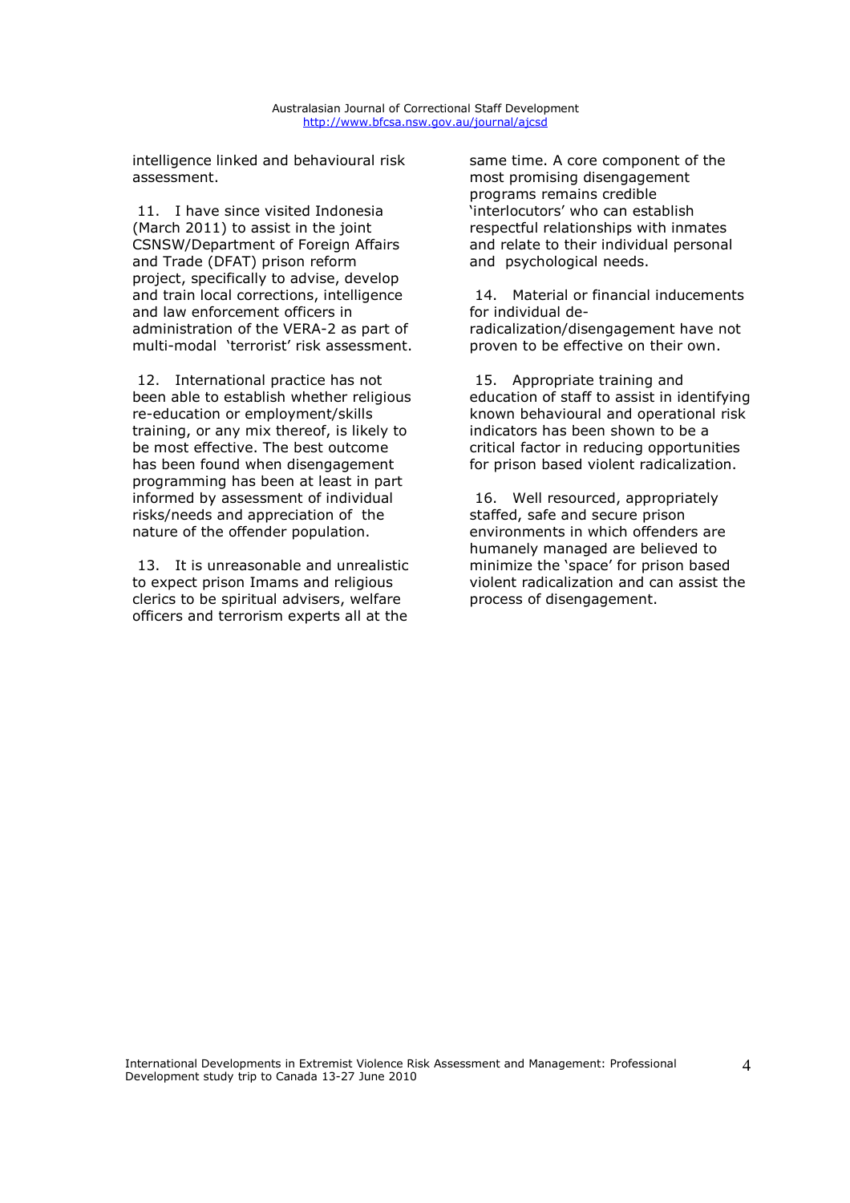intelligence linked and behavioural risk assessment.

11. I have since visited Indonesia (March 2011) to assist in the joint CSNSW/Department of Foreign Affairs and Trade (DFAT) prison reform project, specifically to advise, develop and train local corrections, intelligence and law enforcement officers in administration of the VERA-2 as part of multi-modal 'terrorist' risk assessment.

12. International practice has not been able to establish whether religious re-education or employment/skills training, or any mix thereof, is likely to be most effective. The best outcome has been found when disengagement programming has been at least in part informed by assessment of individual risks/needs and appreciation of the nature of the offender population.

13. It is unreasonable and unrealistic to expect prison Imams and religious clerics to be spiritual advisers, welfare officers and terrorism experts all at the same time. A core component of the most promising disengagement programs remains credible 'interlocutors' who can establish respectful relationships with inmates and relate to their individual personal and psychological needs.

14. Material or financial inducements for individual de-radicalization/disengagement have not proven to be effective on their own.

15. Appropriate training and education of staff to assist in identifying known behavioural and operational risk indicators has been shown to be a critical factor in reducing opportunities for prison based violent radicalization.

16. Well resourced, appropriately staffed, safe and secure prison environments in which offenders are humanely managed are believed to minimize the 'space' for prison based violent radicalization and can assist the process of disengagement.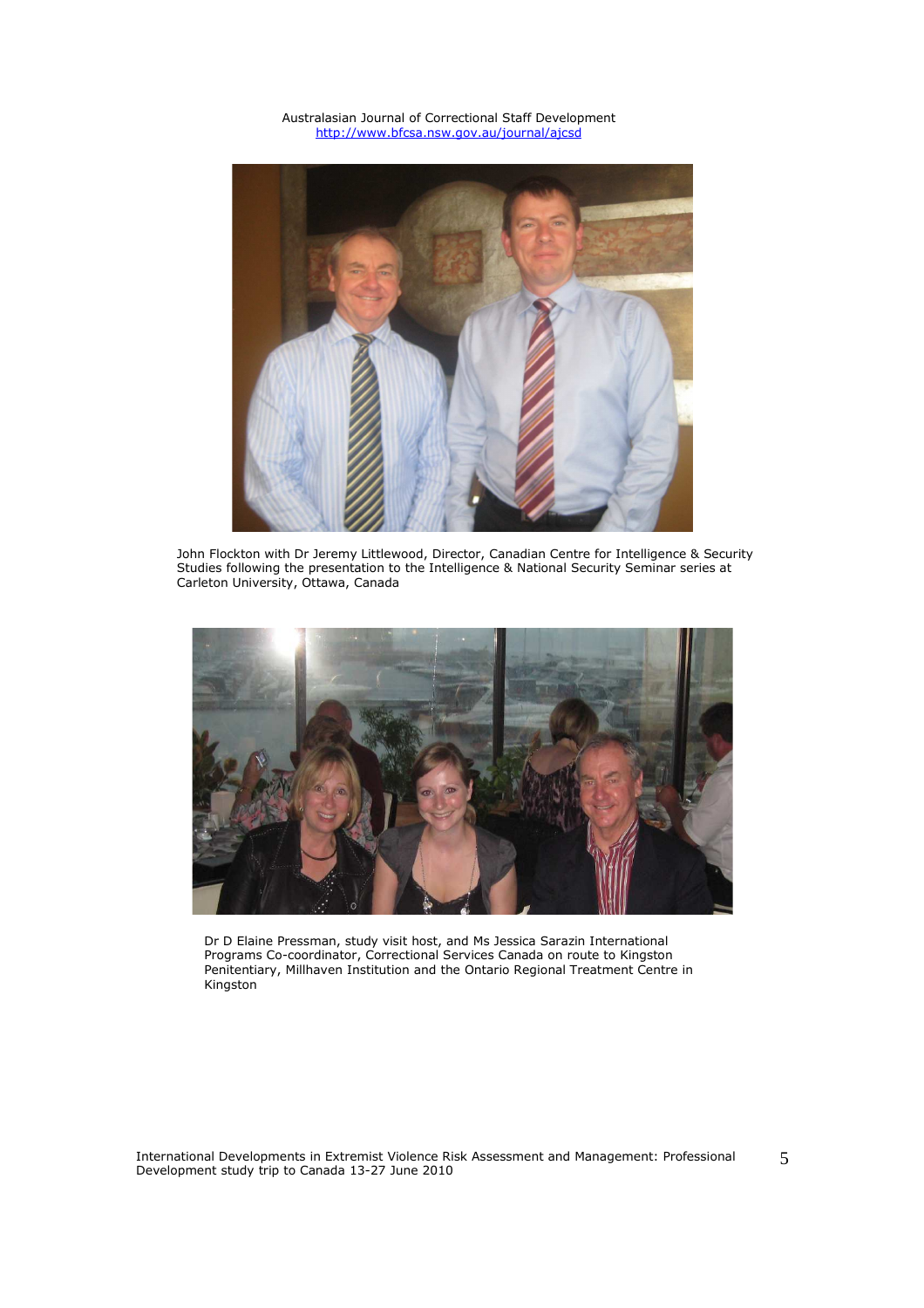John Flockton with Dr Jeremy Littlewood, Director, Canadian Centre for Intelligence & Security Studies following the presentation to the Intelligence & National Security Seminar series at Carleton University, Ottawa, Canada

Dr D Elaine Pressman, study visit host, and Ms Jessica Sarazin International Programs Co-coordinator, Correctional Services Canada on route to Kingston Penitentiary, Millhaven Institution and the Ontario Regional Treatment Centre in Kingston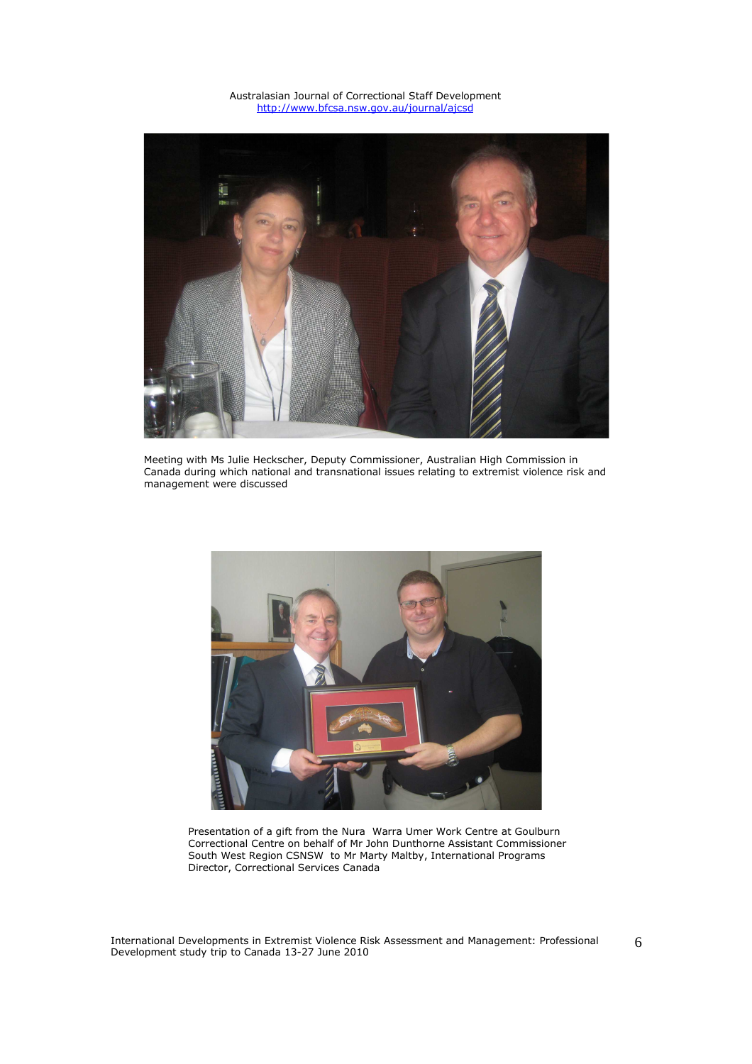Meeting with Ms Julie Heckscher, Deputy Commissioner, Australian High Commission in Canada during which national and transnational issues relating to extremist violence risk and management were discussed

Presentation of a gift from the Nura  Warra Umer Work Centre at Goulburn Correctional Centre on behalf of Mr John Dunthorne Assistant Commissioner South West Region CSNSW  to Mr Marty Maltby, International Programs Director, Correctional Services Canada